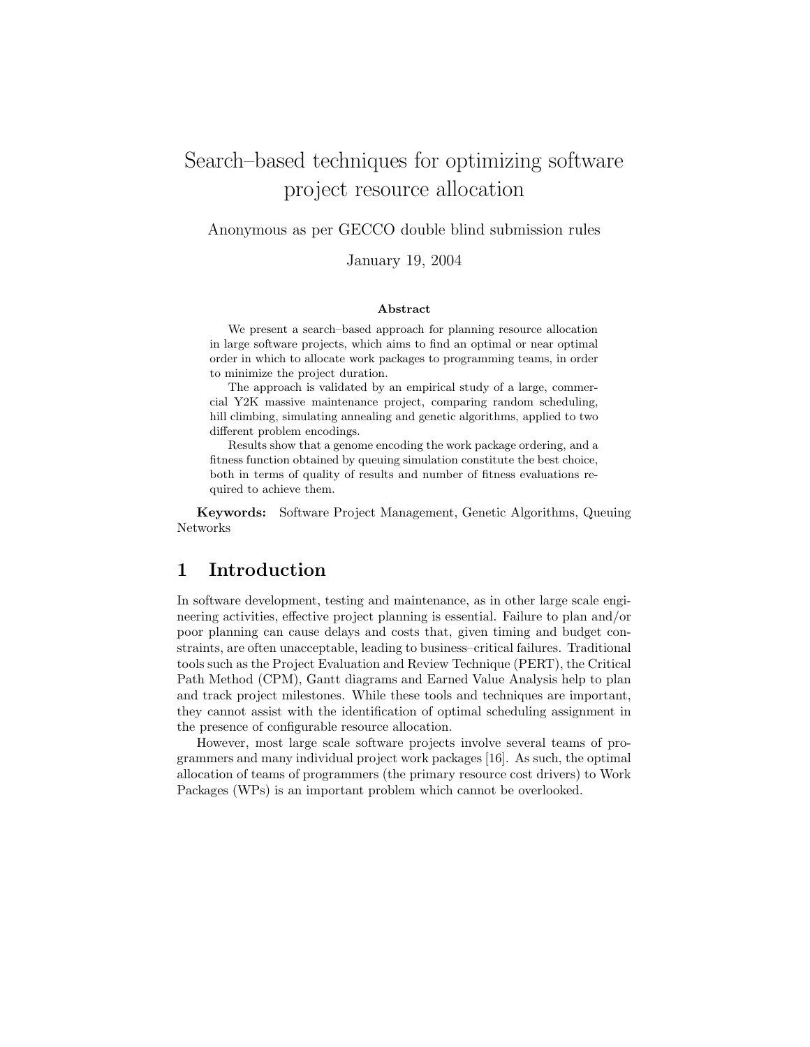# Search–based techniques for optimizing software project resource allocation

Anonymous as per GECCO double blind submission rules

January 19, 2004

**Abstract**

We present a search–based approach for planning resource allocation in large software projects, which aims to find an optimal or near optimal order in which to allocate work packages to programming teams, in order to minimize the project duration.

The approach is validated by an empirical study of a large, commercial Y2K massive maintenance project, comparing random scheduling, hill climbing, simulating annealing and genetic algorithms, applied to two different problem encodings.

Results show that a genome encoding the work package ordering, and a fitness function obtained by queuing simulation constitute the best choice, both in terms of quality of results and number of fitness evaluations required to achieve them.

**Keywords:** Software Project Management, Genetic Algorithms, Queuing Networks

## 1 Introduction

In software development, testing and maintenance, as in other large scale engineering activities, effective project planning is essential. Failure to plan and/or poor planning can cause delays and costs that, given timing and budget constraints, are often unacceptable, leading to business–critical failures. Traditional tools such as the Project Evaluation and Review Technique (PERT), the Critical Path Method (CPM), Gantt diagrams and Earned Value Analysis help to plan and track project milestones. While these tools and techniques are important, they cannot assist with the identification of optimal scheduling assignment in the presence of configurable resource allocation.

However, most large scale software projects involve several teams of programmers and many individual project work packages [16]. As such, the optimal allocation of teams of programmers (the primary resource cost drivers) to Work Packages (WPs) is an important problem which cannot be overlooked.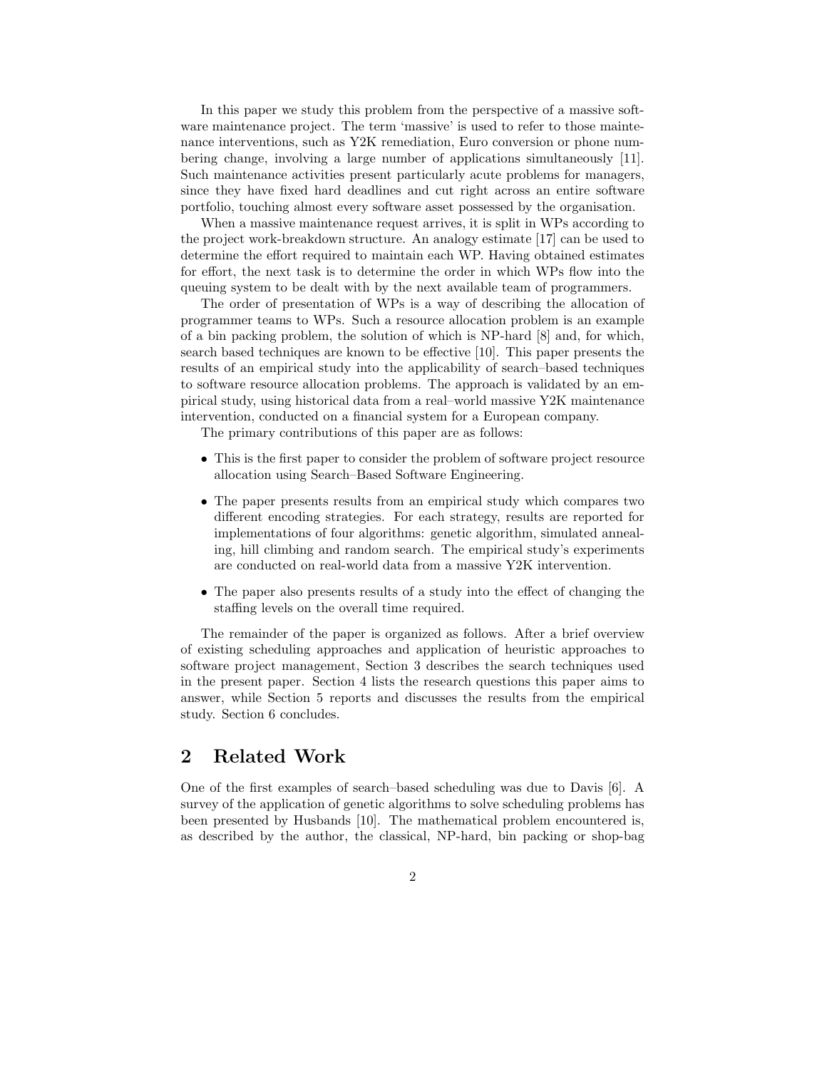In this paper we study this problem from the perspective of a massive software maintenance project. The term 'massive' is used to refer to those maintenance interventions, such as Y2K remediation, Euro conversion or phone numbering change, involving a large number of applications simultaneously [11]. Such maintenance activities present particularly acute problems for managers, since they have fixed hard deadlines and cut right across an entire software portfolio, touching almost every software asset possessed by the organisation.

When a massive maintenance request arrives, it is split in WPs according to the project work-breakdown structure. An analogy estimate [17] can be used to determine the effort required to maintain each WP. Having obtained estimates for effort, the next task is to determine the order in which WPs flow into the queuing system to be dealt with by the next available team of programmers.

The order of presentation of WPs is a way of describing the allocation of programmer teams to WPs. Such a resource allocation problem is an example of a bin packing problem, the solution of which is NP-hard [8] and, for which, search based techniques are known to be effective [10]. This paper presents the results of an empirical study into the applicability of search–based techniques to software resource allocation problems. The approach is validated by an empirical study, using historical data from a real–world massive Y2K maintenance intervention, conducted on a financial system for a European company.

The primary contributions of this paper are as follows:

- This is the first paper to consider the problem of software project resource allocation using Search–Based Software Engineering.
- The paper presents results from an empirical study which compares two different encoding strategies. For each strategy, results are reported for implementations of four algorithms: genetic algorithm, simulated annealing, hill climbing and random search. The empirical study's experiments are conducted on real-world data from a massive Y2K intervention.
- The paper also presents results of a study into the effect of changing the staffing levels on the overall time required.

The remainder of the paper is organized as follows. After a brief overview of existing scheduling approaches and application of heuristic approaches to software project management, Section 3 describes the search techniques used in the present paper. Section 4 lists the research questions this paper aims to answer, while Section 5 reports and discusses the results from the empirical study. Section 6 concludes.

## 2 Related Work

One of the first examples of search–based scheduling was due to Davis [6]. A survey of the application of genetic algorithms to solve scheduling problems has been presented by Husbands [10]. The mathematical problem encountered is, as described by the author, the classical, NP-hard, bin packing or shop-bag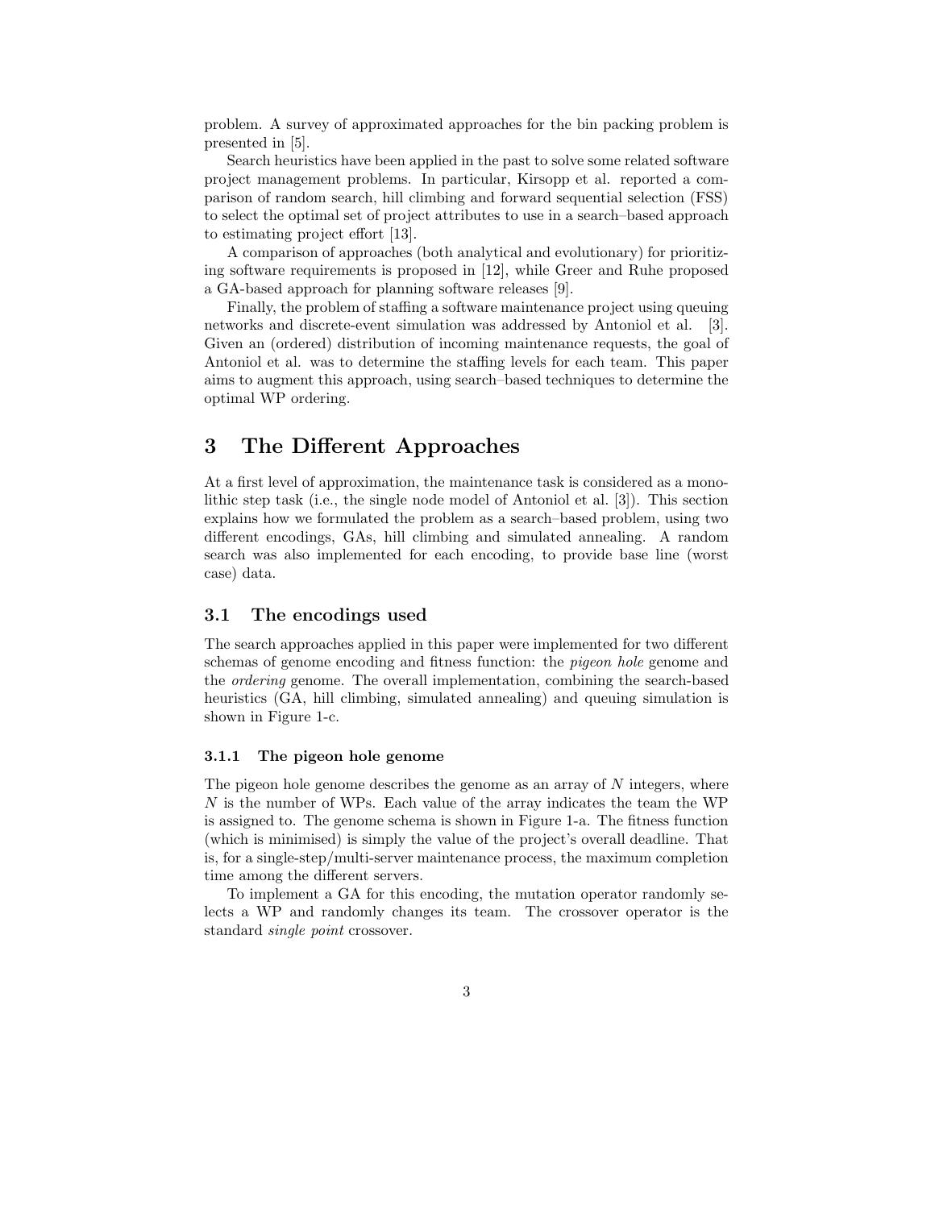problem. A survey of approximated approaches for the bin packing problem is presented in [5].

Search heuristics have been applied in the past to solve some related software project management problems. In particular, Kirsopp et al. reported a comparison of random search, hill climbing and forward sequential selection (FSS) to select the optimal set of project attributes to use in a search–based approach to estimating project effort [13].

A comparison of approaches (both analytical and evolutionary) for prioritizing software requirements is proposed in [12], while Greer and Ruhe proposed a GA-based approach for planning software releases [9].

Finally, the problem of staffing a software maintenance project using queuing networks and discrete-event simulation was addressed by Antoniol et al. [3]. Given an (ordered) distribution of incoming maintenance requests, the goal of Antoniol et al. was to determine the staffing levels for each team. This paper aims to augment this approach, using search–based techniques to determine the optimal WP ordering.

# 3 The Different Approaches

At a first level of approximation, the maintenance task is considered as a monolithic step task (i.e., the single node model of Antoniol et al. [3]). This section explains how we formulated the problem as a search–based problem, using two different encodings, GAs, hill climbing and simulated annealing. A random search was also implemented for each encoding, to provide base line (worst case) data.

## 3.1 The encodings used

The search approaches applied in this paper were implemented for two different schemas of genome encoding and fitness function: the *pigeon hole* genome and the *ordering* genome. The overall implementation, combining the search-based heuristics (GA, hill climbing, simulated annealing) and queuing simulation is shown in Figure 1-c.

### 3.1.1 The pigeon hole genome

The pigeon hole genome describes the genome as an array of $N$ integers, where $N$ is the number of WPs. Each value of the array indicates the team the WP is assigned to. The genome schema is shown in Figure 1-a. The fitness function (which is minimised) is simply the value of the project's overall deadline. That is, for a single-step/multi-server maintenance process, the maximum completion time among the different servers.

To implement a GA for this encoding, the mutation operator randomly selects a WP and randomly changes its team. The crossover operator is the standard *single point* crossover.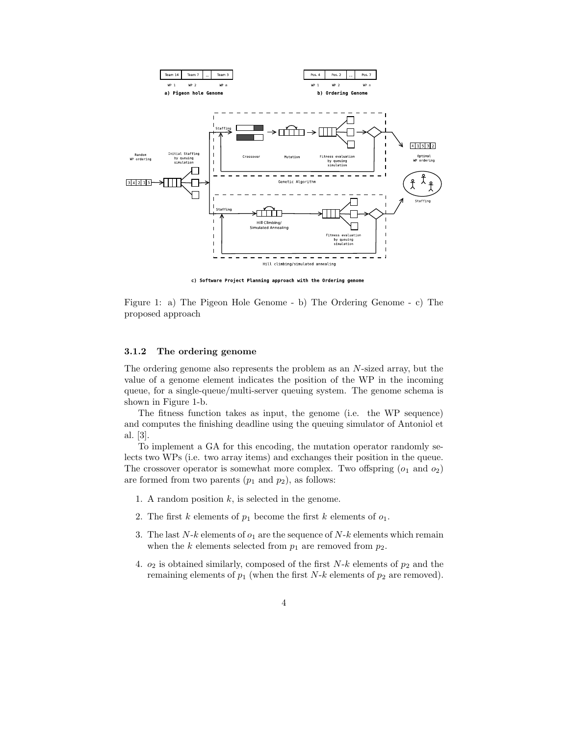Figure 1: a) The Pigeon Hole Genome - b) The Ordering Genome - c) The proposed approach

### 3.1.2 The ordering genome

The ordering genome also represents the problem as an $N$-sized array, but the value of a genome element indicates the position of the WP in the incoming queue, for a single-queue/multi-server queuing system. The genome schema is shown in Figure 1-b.

The fitness function takes as input, the genome (i.e. the WP sequence) and computes the finishing deadline using the queuing simulator of Antoniol et al. [3].

To implement a GA for this encoding, the mutation operator randomly selects two WPs (i.e. two array items) and exchanges their position in the queue. The crossover operator is somewhat more complex. Two offspring ($o_1$ and $o_2$) are formed from two parents ($p_1$ and $p_2$), as follows:

1. A random position $k$, is selected in the genome.
2. The first $k$ elements of $p_1$ become the first $k$ elements of $o_1$.
3. The last $N$-$k$ elements of $o_1$ are the sequence of $N$-$k$ elements which remain when the $k$ elements selected from $p_1$ are removed from $p_2$.
4. $o_2$ is obtained similarly, composed of the first $N$-$k$ elements of $p_2$ and the remaining elements of $p_1$ (when the first $N$-$k$ elements of $p_2$ are removed).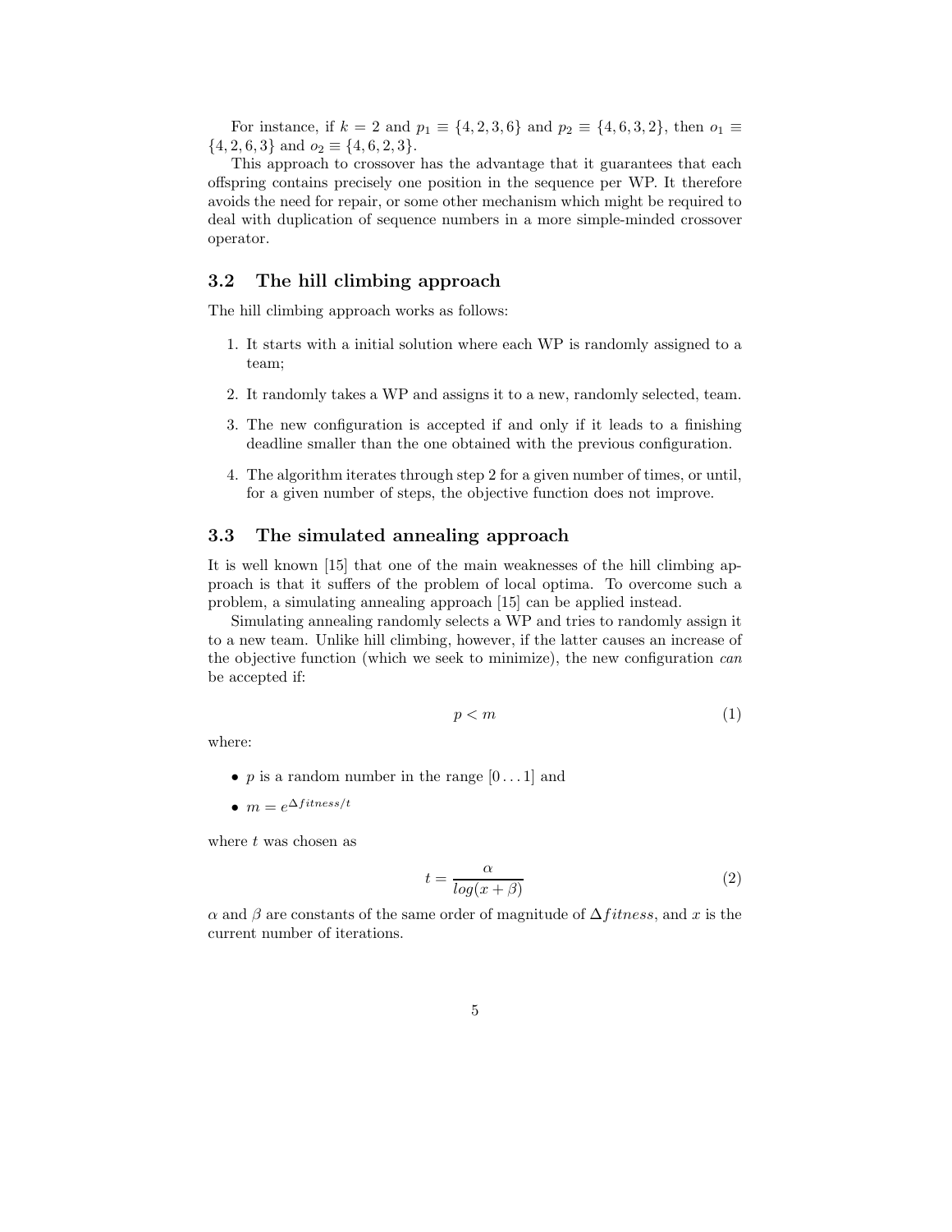For instance, if $k = 2$ and $p_1 \equiv \{4, 2, 3, 6\}$ and $p_2 \equiv \{4, 6, 3, 2\}$, then $o_1 \equiv \{4, 2, 6, 3\}$ and $o_2 \equiv \{4, 6, 2, 3\}$.

This approach to crossover has the advantage that it guarantees that each offspring contains precisely one position in the sequence per WP. It therefore avoids the need for repair, or some other mechanism which might be required to deal with duplication of sequence numbers in a more simple-minded crossover operator.

### 3.2 The hill climbing approach

The hill climbing approach works as follows:

1. It starts with a initial solution where each WP is randomly assigned to a team;
2. It randomly takes a WP and assigns it to a new, randomly selected, team.
3. The new configuration is accepted if and only if it leads to a finishing deadline smaller than the one obtained with the previous configuration.
4. The algorithm iterates through step 2 for a given number of times, or until, for a given number of steps, the objective function does not improve.

### 3.3 The simulated annealing approach

It is well known [15] that one of the main weaknesses of the hill climbing approach is that it suffers of the problem of local optima. To overcome such a problem, a simulating annealing approach [15] can be applied instead.

Simulating annealing randomly selects a WP and tries to randomly assign it to a new team. Unlike hill climbing, however, if the latter causes an increase of the objective function (which we seek to minimize), the new configuration *can* be accepted if:

$$p < m \tag{1}$$

where:

- $p$ is a random number in the range $[0 \ldots 1]$ and
- $m = e^{\Delta fitness/t}$

where $t$ was chosen as

$$t = \frac{\alpha}{log(x + \beta)} \tag{2}$$

$\alpha$ and $\beta$ are constants of the same order of magnitude of $\Delta fitness$, and $x$ is the current number of iterations.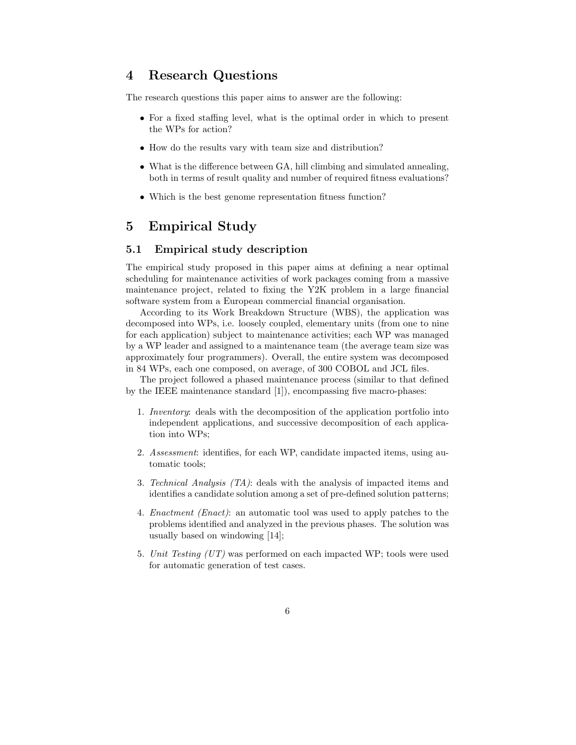## 4 Research Questions

The research questions this paper aims to answer are the following:

- For a fixed staffing level, what is the optimal order in which to present the WPs for action?
- How do the results vary with team size and distribution?
- What is the difference between GA, hill climbing and simulated annealing, both in terms of result quality and number of required fitness evaluations?
- Which is the best genome representation fitness function?

## 5 Empirical Study

### 5.1 Empirical study description

The empirical study proposed in this paper aims at defining a near optimal scheduling for maintenance activities of work packages coming from a massive maintenance project, related to fixing the Y2K problem in a large financial software system from a European commercial financial organisation.

According to its Work Breakdown Structure (WBS), the application was decomposed into WPs, i.e. loosely coupled, elementary units (from one to nine for each application) subject to maintenance activities; each WP was managed by a WP leader and assigned to a maintenance team (the average team size was approximately four programmers). Overall, the entire system was decomposed in 84 WPs, each one composed, on average, of 300 COBOL and JCL files.

The project followed a phased maintenance process (similar to that defined by the IEEE maintenance standard [1]), encompassing five macro-phases:

1. *Inventory*: deals with the decomposition of the application portfolio into independent applications, and successive decomposition of each application into WPs;
2. *Assessment*: identifies, for each WP, candidate impacted items, using automatic tools;
3. *Technical Analysis (TA)*: deals with the analysis of impacted items and identifies a candidate solution among a set of pre-defined solution patterns;
4. *Enactment (Enact)*: an automatic tool was used to apply patches to the problems identified and analyzed in the previous phases. The solution was usually based on windowing [14];
5. *Unit Testing (UT)* was performed on each impacted WP; tools were used for automatic generation of test cases.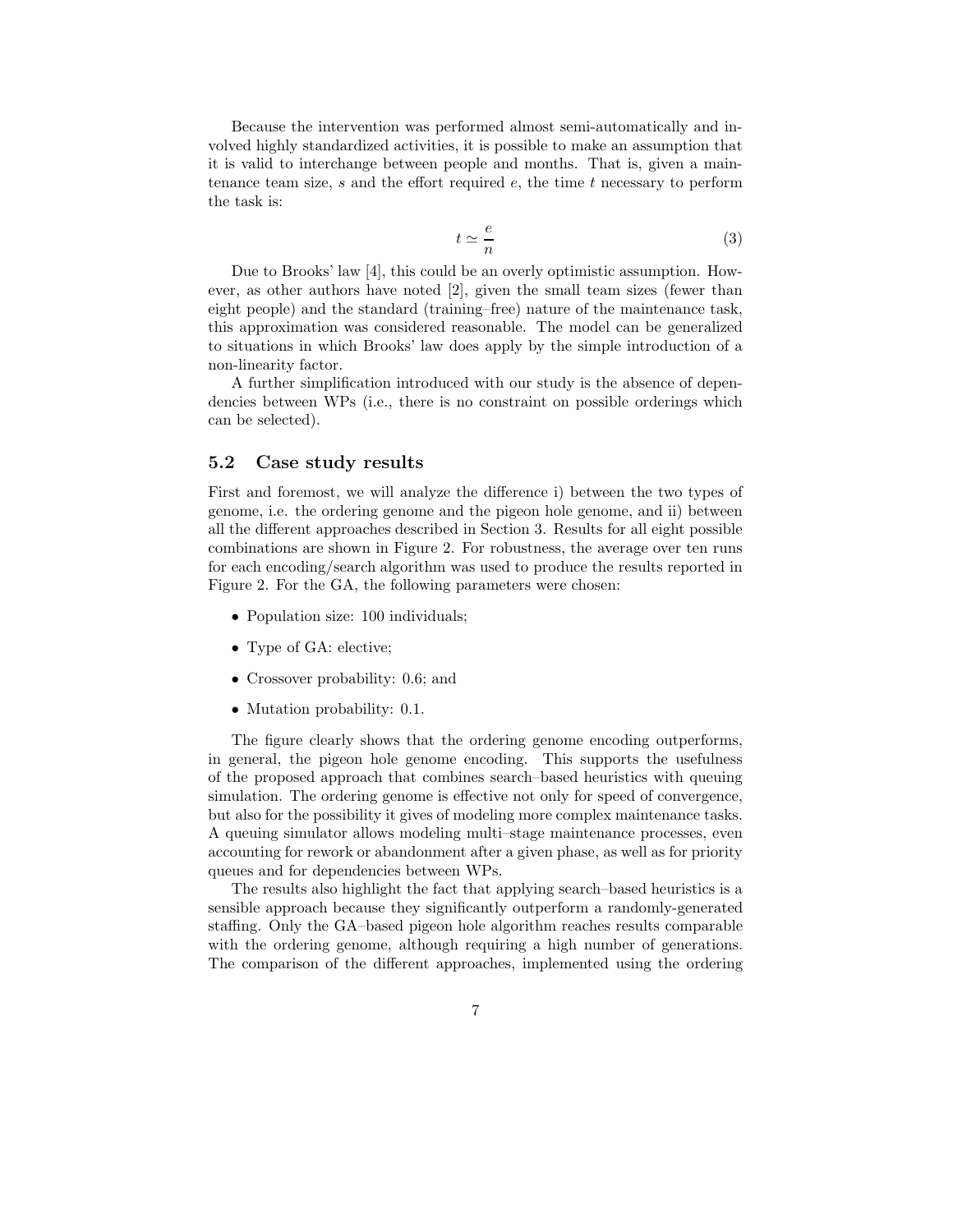Because the intervention was performed almost semi-automatically and involved highly standardized activities, it is possible to make an assumption that it is valid to interchange between people and months. That is, given a maintenance team size, $s$ and the effort required $e$, the time $t$ necessary to perform the task is:

$$t \simeq \frac{e}{n} \tag{3}$$

Due to Brooks' law [4], this could be an overly optimistic assumption. However, as other authors have noted [2], given the small team sizes (fewer than eight people) and the standard (training–free) nature of the maintenance task, this approximation was considered reasonable. The model can be generalized to situations in which Brooks' law does apply by the simple introduction of a non-linearity factor.

A further simplification introduced with our study is the absence of dependencies between WPs (i.e., there is no constraint on possible orderings which can be selected).

## 5.2 Case study results

First and foremost, we will analyze the difference i) between the two types of genome, i.e. the ordering genome and the pigeon hole genome, and ii) between all the different approaches described in Section 3. Results for all eight possible combinations are shown in Figure 2. For robustness, the average over ten runs for each encoding/search algorithm was used to produce the results reported in Figure 2. For the GA, the following parameters were chosen:

- Population size: 100 individuals;
- Type of GA: elective;
- Crossover probability: 0.6; and
- Mutation probability: 0.1.

The figure clearly shows that the ordering genome encoding outperforms, in general, the pigeon hole genome encoding. This supports the usefulness of the proposed approach that combines search–based heuristics with queuing simulation. The ordering genome is effective not only for speed of convergence, but also for the possibility it gives of modeling more complex maintenance tasks. A queuing simulator allows modeling multi–stage maintenance processes, even accounting for rework or abandonment after a given phase, as well as for priority queues and for dependencies between WPs.

The results also highlight the fact that applying search–based heuristics is a sensible approach because they significantly outperform a randomly-generated staffing. Only the GA–based pigeon hole algorithm reaches results comparable with the ordering genome, although requiring a high number of generations. The comparison of the different approaches, implemented using the ordering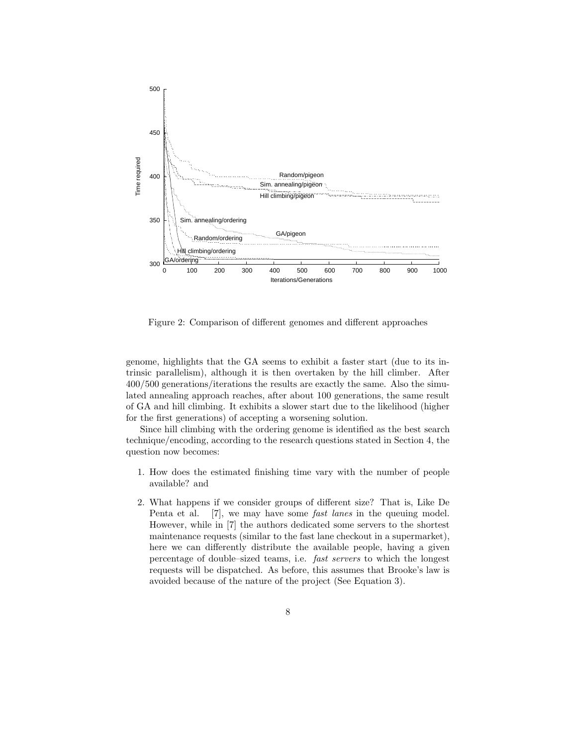Figure 2: Comparison of different genomes and different approaches

genome, highlights that the GA seems to exhibit a faster start (due to its intrinsic parallelism), although it is then overtaken by the hill climber. After 400/500 generations/iterations the results are exactly the same. Also the simulated annealing approach reaches, after about 100 generations, the same result of GA and hill climbing. It exhibits a slower start due to the likelihood (higher for the first generations) of accepting a worsening solution.

Since hill climbing with the ordering genome is identified as the best search technique/encoding, according to the research questions stated in Section 4, the question now becomes:

1. How does the estimated finishing time vary with the number of people available? and
2. What happens if we consider groups of different size? That is, Like De Penta et al. [7], we may have some *fast lanes* in the queuing model. However, while in [7] the authors dedicated some servers to the shortest maintenance requests (similar to the fast lane checkout in a supermarket), here we can differently distribute the available people, having a given percentage of double–sized teams, i.e. *fast servers* to which the longest requests will be dispatched. As before, this assumes that Brooke's law is avoided because of the nature of the project (See Equation 3).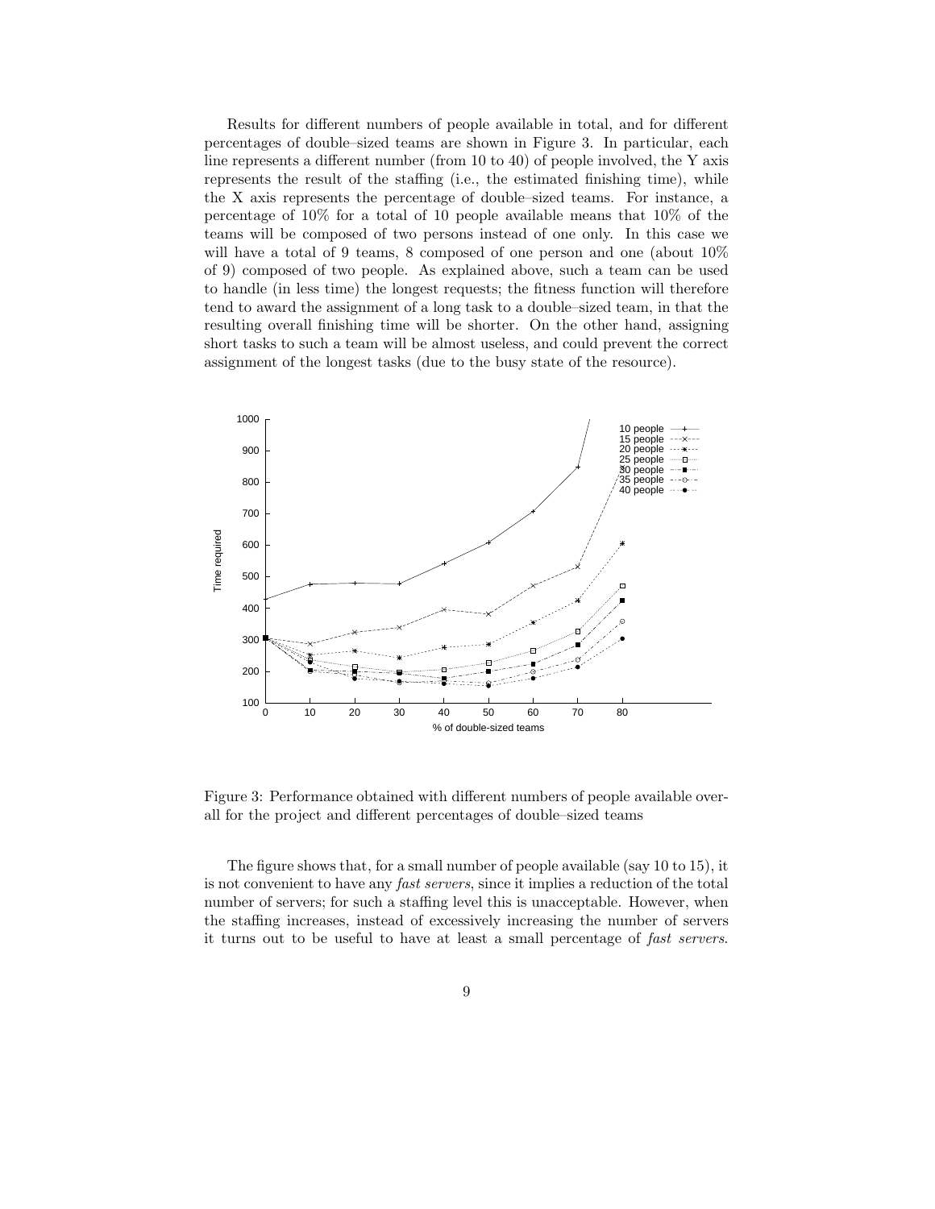Results for different numbers of people available in total, and for different percentages of double–sized teams are shown in Figure 3. In particular, each line represents a different number (from 10 to 40) of people involved, the Y axis represents the result of the staffing (i.e., the estimated finishing time), while the X axis represents the percentage of double–sized teams. For instance, a percentage of 10% for a total of 10 people available means that 10% of the teams will be composed of two persons instead of one only. In this case we will have a total of 9 teams, 8 composed of one person and one (about 10% of 9) composed of two people. As explained above, such a team can be used to handle (in less time) the longest requests; the fitness function will therefore tend to award the assignment of a long task to a double–sized team, in that the resulting overall finishing time will be shorter. On the other hand, assigning short tasks to such a team will be almost useless, and could prevent the correct assignment of the longest tasks (due to the busy state of the resource).

Figure 3: Performance obtained with different numbers of people available overall for the project and different percentages of double–sized teams

The figure shows that, for a small number of people available (say 10 to 15), it is not convenient to have any *fast servers*, since it implies a reduction of the total number of servers; for such a staffing level this is unacceptable. However, when the staffing increases, instead of excessively increasing the number of servers it turns out to be useful to have at least a small percentage of *fast servers*.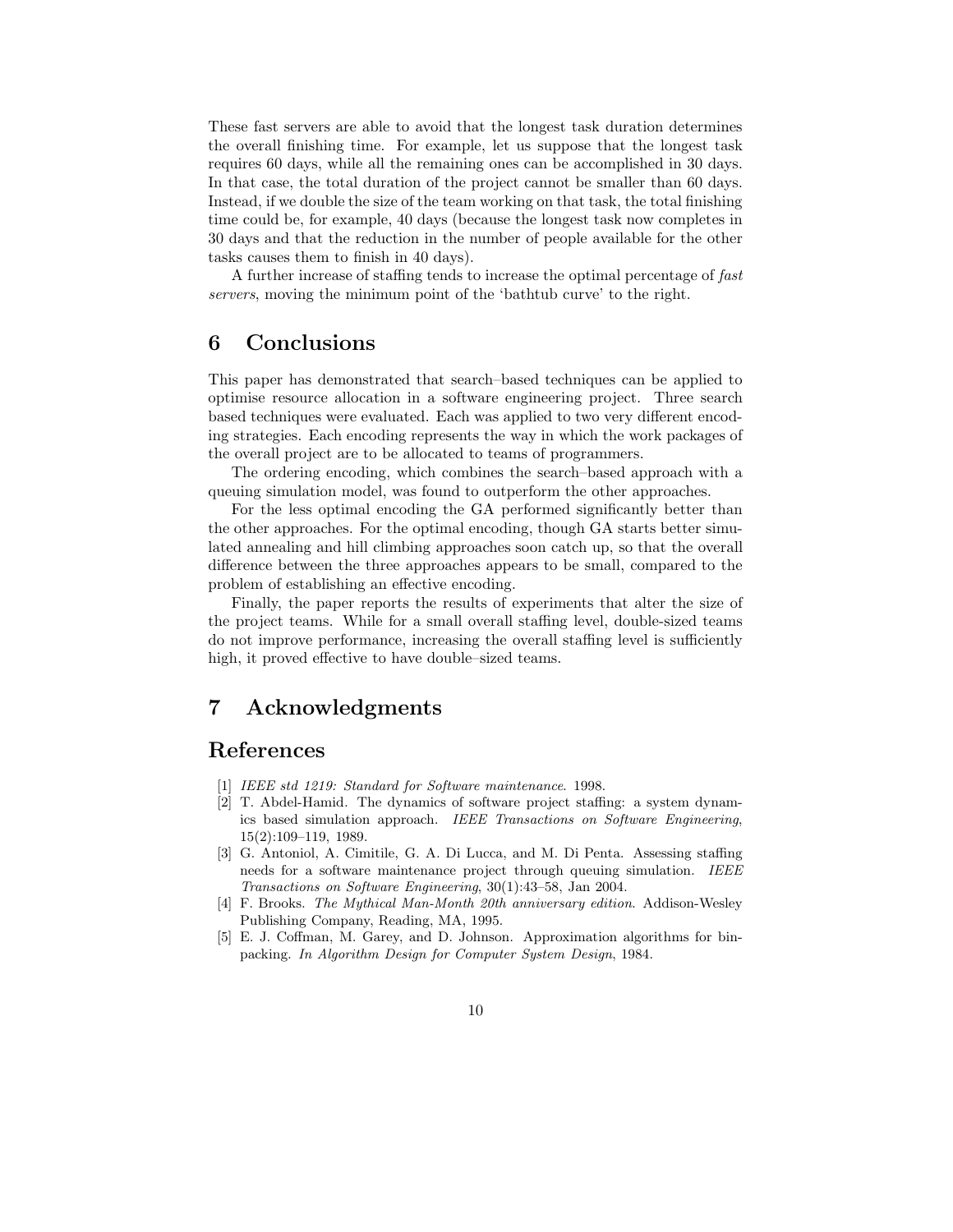These fast servers are able to avoid that the longest task duration determines the overall finishing time. For example, let us suppose that the longest task requires 60 days, while all the remaining ones can be accomplished in 30 days. In that case, the total duration of the project cannot be smaller than 60 days. Instead, if we double the size of the team working on that task, the total finishing time could be, for example, 40 days (because the longest task now completes in 30 days and that the reduction in the number of people available for the other tasks causes them to finish in 40 days).

A further increase of staffing tends to increase the optimal percentage of *fast servers*, moving the minimum point of the 'bathtub curve' to the right.

# 6 Conclusions

This paper has demonstrated that search–based techniques can be applied to optimise resource allocation in a software engineering project. Three search based techniques were evaluated. Each was applied to two very different encoding strategies. Each encoding represents the way in which the work packages of the overall project are to be allocated to teams of programmers.

The ordering encoding, which combines the search–based approach with a queuing simulation model, was found to outperform the other approaches.

For the less optimal encoding the GA performed significantly better than the other approaches. For the optimal encoding, though GA starts better simulated annealing and hill climbing approaches soon catch up, so that the overall difference between the three approaches appears to be small, compared to the problem of establishing an effective encoding.

Finally, the paper reports the results of experiments that alter the size of the project teams. While for a small overall staffing level, double-sized teams do not improve performance, increasing the overall staffing level is sufficiently high, it proved effective to have double–sized teams.

# 7 Acknowledgments

# References

[1] *IEEE std 1219: Standard for Software maintenance*. 1998.

[2] T. Abdel-Hamid. The dynamics of software project staffing: a system dynamics based simulation approach. *IEEE Transactions on Software Engineering*, 15(2):109–119, 1989.

[3] G. Antoniol, A. Cimitile, G. A. Di Lucca, and M. Di Penta. Assessing staffing needs for a software maintenance project through queuing simulation. *IEEE Transactions on Software Engineering*, 30(1):43–58, Jan 2004.

[4] F. Brooks. *The Mythical Man-Month 20th anniversary edition*. Addison-Wesley Publishing Company, Reading, MA, 1995.

[5] E. J. Coffman, M. Garey, and D. Johnson. Approximation algorithms for bin-packing. *In Algorithm Design for Computer System Design*, 1984.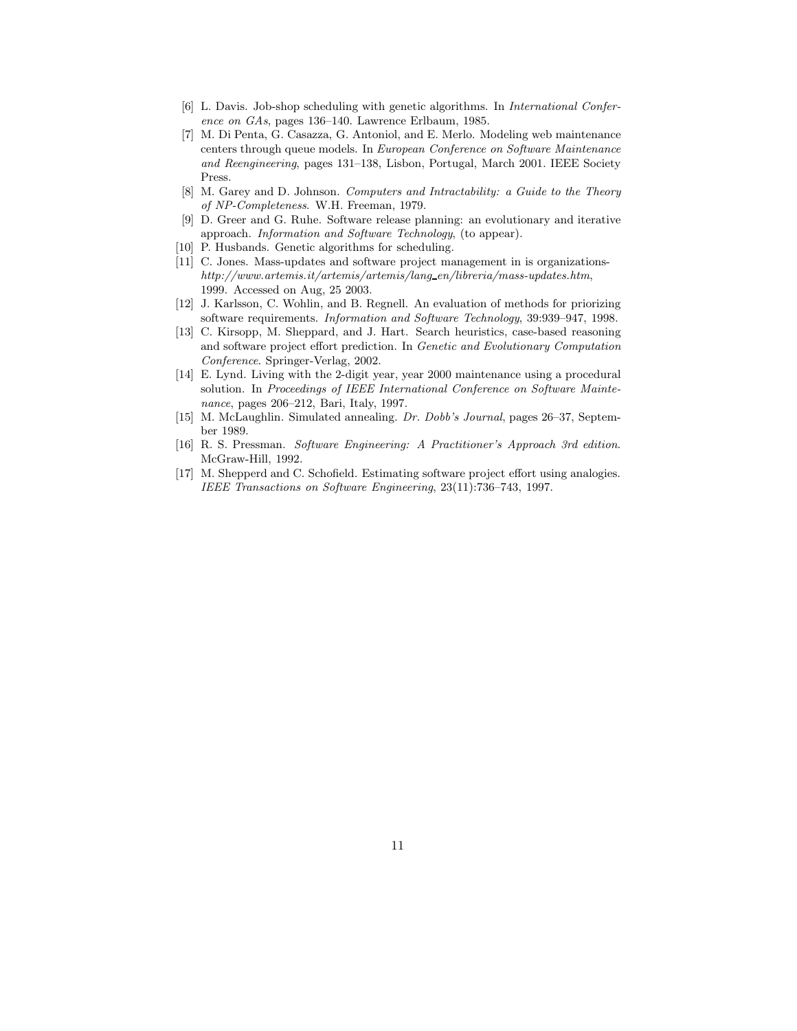[6] L. Davis. Job-shop scheduling with genetic algorithms. In *International Conference on GAs*, pages 136–140. Lawrence Erlbaum, 1985.

[7] M. Di Penta, G. Casazza, G. Antoniol, and E. Merlo. Modeling web maintenance centers through queue models. In *European Conference on Software Maintenance and Reengineering*, pages 131–138, Lisbon, Portugal, March 2001. IEEE Society Press.

[8] M. Garey and D. Johnson. *Computers and Intractability: a Guide to the Theory of NP-Completeness*. W.H. Freeman, 1979.

[9] D. Greer and G. Ruhe. Software release planning: an evolutionary and iterative approach. *Information and Software Technology*, (to appear).

[10] P. Husbands. Genetic algorithms for scheduling.

[11] C. Jones. Mass-updates and software project management in is organizations-*http://www.artemis.it/artemis/artemis/lang_en/libreria/mass-updates.htm*, 1999. Accessed on Aug, 25 2003.

[12] J. Karlsson, C. Wohlin, and B. Regnell. An evaluation of methods for priorizing software requirements. *Information and Software Technology*, 39:939–947, 1998.

[13] C. Kirsopp, M. Sheppard, and J. Hart. Search heuristics, case-based reasoning and software project effort prediction. In *Genetic and Evolutionary Computation Conference*. Springer-Verlag, 2002.

[14] E. Lynd. Living with the 2-digit year, year 2000 maintenance using a procedural solution. In *Proceedings of IEEE International Conference on Software Maintenance*, pages 206–212, Bari, Italy, 1997.

[15] M. McLaughlin. Simulated annealing. *Dr. Dobb's Journal*, pages 26–37, September 1989.

[16] R. S. Pressman. *Software Engineering: A Practitioner's Approach 3rd edition*. McGraw-Hill, 1992.

[17] M. Shepperd and C. Schofield. Estimating software project effort using analogies. *IEEE Transactions on Software Engineering*, 23(11):736–743, 1997.